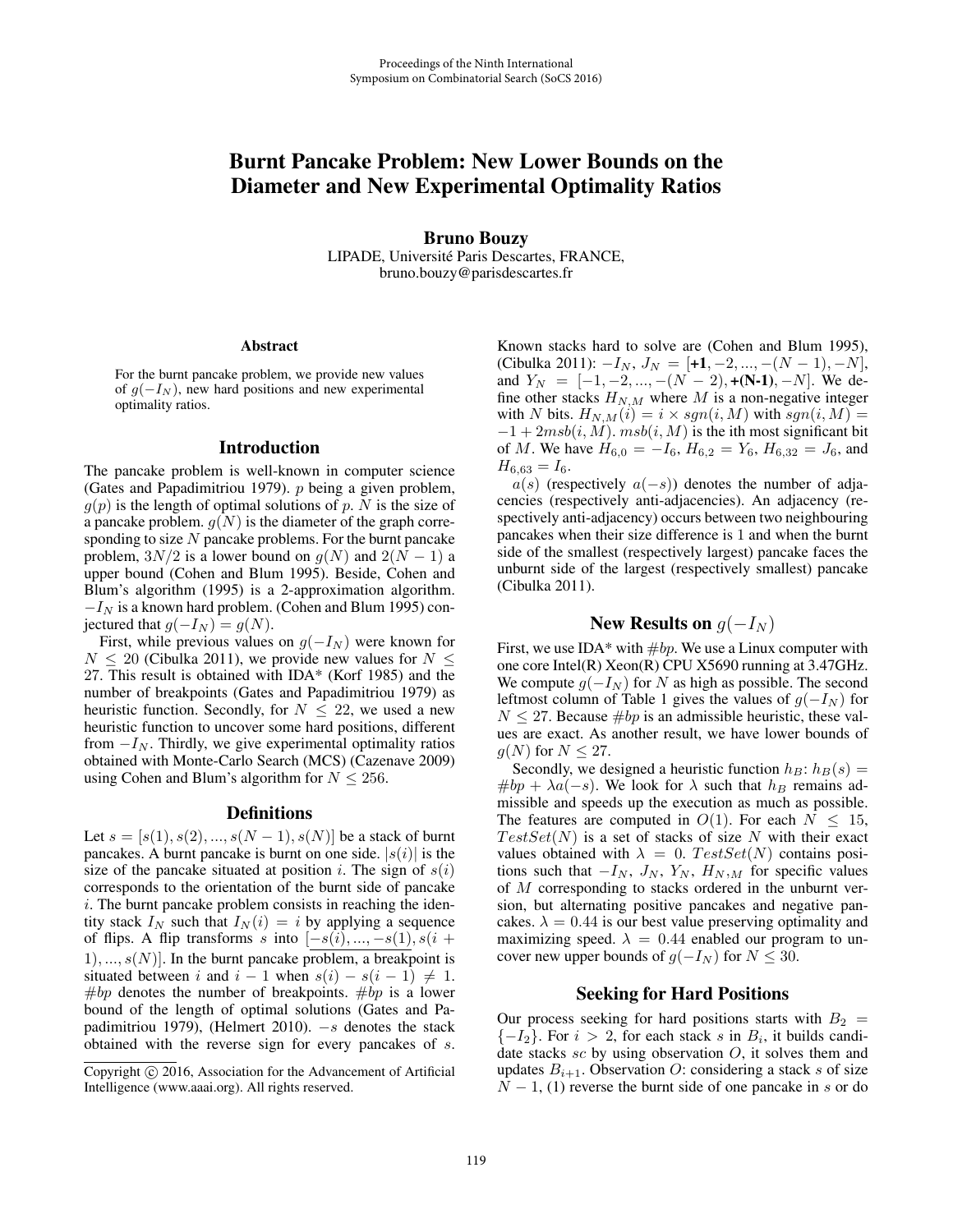# Burnt Pancake Problem: New Lower Bounds on the Diameter and New Experimental Optimality Ratios

**Bruno Bouzy**
LIPADE, Université Paris Descartes, FRANCE,
bruno.bouzy@parisdescartes.fr

### Abstract

For the burnt pancake problem, we provide new values of $g(-I_N)$, new hard positions and new experimental optimality ratios.

## Introduction

The pancake problem is well-known in computer science (Gates and Papadimitriou 1979). $p$ being a given problem, $g(p)$ is the length of optimal solutions of $p$. $N$ is the size of a pancake problem. $g(N)$ is the diameter of the graph corresponding to size $N$ pancake problems. For the burnt pancake problem, $3N/2$ is a lower bound on $g(N)$ and $2(N-1)$ a upper bound (Cohen and Blum 1995). Beside, Cohen and Blum's algorithm (1995) is a 2-approximation algorithm. $-I_N$ is a known hard problem. (Cohen and Blum 1995) conjectured that $g(-I_N) = g(N)$.

First, while previous values on $g(-I_N)$ were known for $N \leq 20$ (Cibulka 2011), we provide new values for $N \leq 27$. This result is obtained with IDA* (Korf 1985) and the number of breakpoints (Gates and Papadimitriou 1979) as heuristic function. Secondly, for $N \leq 22$, we used a new heuristic function to uncover some hard positions, different from $-I_N$. Thirdly, we give experimental optimality ratios obtained with Monte-Carlo Search (MCS) (Cazenave 2009) using Cohen and Blum's algorithm for $N \leq 256$.

## Definitions

Let $s = [s(1), s(2), ..., s(N-1), s(N)]$ be a stack of burnt pancakes. A burnt pancake is burnt on one side. $|s(i)|$ is the size of the pancake situated at position $i$. The sign of $s(i)$ corresponds to the orientation of the burnt side of pancake $i$. The burnt pancake problem consists in reaching the identity stack $I_N$ such that $I_N(i) = i$ by applying a sequence of flips. A flip transforms $s$ into $[\underline{-s(i), ..., -s(1)}, s(i+1), ..., s(N)]$. In the burnt pancake problem, a breakpoint is situated between $i$ and $i-1$ when $s(i) - s(i-1) \neq 1$. $\#bp$ denotes the number of breakpoints. $\#bp$ is a lower bound of the length of optimal solutions (Gates and Papadimitriou 1979), (Helmert 2010). $-s$ denotes the stack obtained with the reverse sign for every pancakes of $s$. Known stacks hard to solve are (Cohen and Blum 1995), (Cibulka 2011): $-I_N$, $J_N = [\mathbf{+1}, -2, ..., -(N-1), -N]$, and $Y_N = [-1, -2, ..., -(N-2), \mathbf{+(N\text{-}1)}, -N]$. We define other stacks $H_{N,M}$ where $M$ is a non-negative integer with $N$ bits. $H_{N,M}(i) = i \times sgn(i, M)$ with $sgn(i, M) = -1 + 2msb(i, M)$. $msb(i, M)$ is the ith most significant bit of $M$. We have $H_{6,0} = -I_6$, $H_{6,2} = Y_6$, $H_{6,32} = J_6$, and $H_{6,63} = I_6$.

$a(s)$ (respectively $a(-s)$) denotes the number of adjacencies (respectively anti-adjacencies). An adjacency (respectively anti-adjacency) occurs between two neighbouring pancakes when their size difference is 1 and when the burnt side of the smallest (respectively largest) pancake faces the unburnt side of the largest (respectively smallest) pancake (Cibulka 2011).

## New Results on $g(-I_N)$

First, we use IDA* with $\#bp$. We use a Linux computer with one core Intel(R) Xeon(R) CPU X5690 running at 3.47GHz. We compute $g(-I_N)$ for $N$ as high as possible. The second leftmost column of Table 1 gives the values of $g(-I_N)$ for $N \leq 27$. Because $\#bp$ is an admissible heuristic, these values are exact. As another result, we have lower bounds of $g(N)$ for $N \leq 27$.

Secondly, we designed a heuristic function $h_B$: $h_B(s) = \#bp + \lambda a(-s)$. We look for $\lambda$ such that $h_B$ remains admissible and speeds up the execution as much as possible. The features are computed in $O(1)$. For each $N \leq 15$, $TestSet(N)$ is a set of stacks of size $N$ with their exact values obtained with $\lambda = 0$. $TestSet(N)$ contains positions such that $-I_N$, $J_N$, $Y_N$, $H_{N,M}$ for specific values of $M$ corresponding to stacks ordered in the unburnt version, but alternating positive pancakes and negative pancakes. $\lambda = 0.44$ is our best value preserving optimality and maximizing speed. $\lambda = 0.44$ enabled our program to uncover new upper bounds of $g(-I_N)$ for $N \leq 30$.

## Seeking for Hard Positions

Our process seeking for hard positions starts with $B_2 = \{-I_2\}$. For $i > 2$, for each stack $s$ in $B_i$, it builds candidate stacks $sc$ by using observation $O$, it solves them and updates $B_{i+1}$. Observation $O$: considering a stack $s$ of size $N-1$, (1) reverse the burnt side of one pancake in $s$ or do

---

Copyright © 2016, Association for the Advancement of Artificial Intelligence (www.aaai.org). All rights reserved.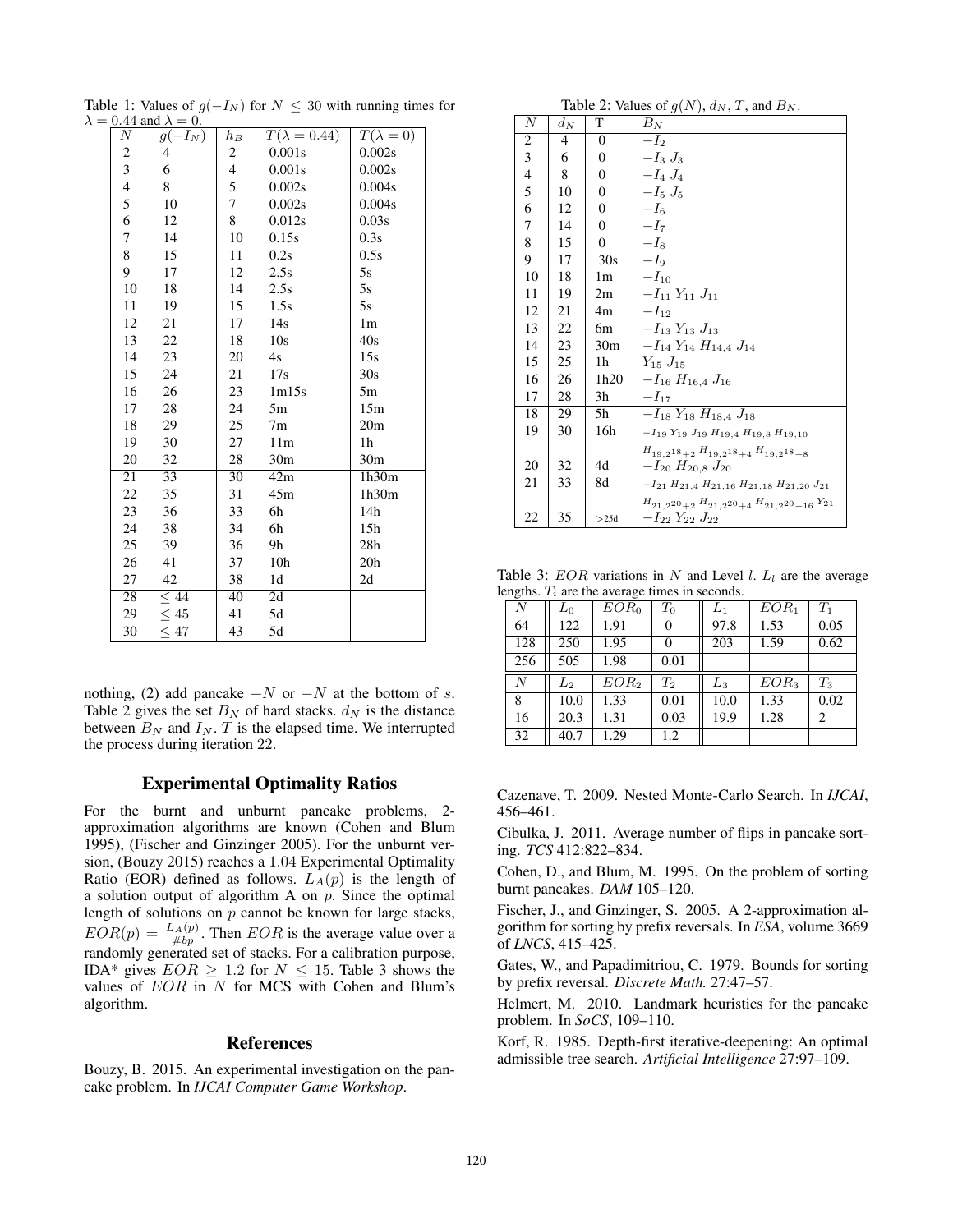Table 1: Values of $g(-I_N)$ for $N \leq 30$ with running times for $\lambda = 0.44$ and $\lambda = 0$.

| $N$ | $g(-I_N)$ | $h_B$ | $T(\lambda = 0.44)$ | $T(\lambda = 0)$ |
|---|---|---|---|---|
| 2 | 4 | 2 | 0.001s | 0.002s |
| 3 | 6 | 4 | 0.001s | 0.002s |
| 4 | 8 | 5 | 0.002s | 0.004s |
| 5 | 10 | 7 | 0.002s | 0.004s |
| 6 | 12 | 8 | 0.012s | 0.03s |
| 7 | 14 | 10 | 0.15s | 0.3s |
| 8 | 15 | 11 | 0.2s | 0.5s |
| 9 | 17 | 12 | 2.5s | 5s |
| 10 | 18 | 14 | 2.5s | 5s |
| 11 | 19 | 15 | 1.5s | 5s |
| 12 | 21 | 17 | 14s | 1m |
| 13 | 22 | 18 | 10s | 40s |
| 14 | 23 | 20 | 4s | 15s |
| 15 | 24 | 21 | 17s | 30s |
| 16 | 26 | 23 | 1m15s | 5m |
| 17 | 28 | 24 | 5m | 15m |
| 18 | 29 | 25 | 7m | 20m |
| 19 | 30 | 27 | 11m | 1h |
| 20 | 32 | 28 | 30m | 30m |
| 21 | 33 | 30 | 42m | 1h30m |
| 22 | 35 | 31 | 45m | 1h30m |
| 23 | 36 | 33 | 6h | 14h |
| 24 | 38 | 34 | 6h | 15h |
| 25 | 39 | 36 | 9h | 28h |
| 26 | 41 | 37 | 10h | 20h |
| 27 | 42 | 38 | 1d | 2d |
| 28 | $\leq 44$ | 40 | 2d | |
| 29 | $\leq 45$ | 41 | 5d | |
| 30 | $\leq 47$ | 43 | 5d | |

nothing, (2) add pancake $+N$ or $-N$ at the bottom of $s$. Table 2 gives the set $B_N$ of hard stacks. $d_N$ is the distance between $B_N$ and $I_N$. $T$ is the elapsed time. We interrupted the process during iteration 22.

Table 2: Values of $g(N)$, $d_N$, $T$, and $B_N$.

| $N$ | $d_N$ | T | $B_N$ |
|---|---|---|---|
| 2 | 4 | 0 | $-I_2$ |
| 3 | 6 | 0 | $-I_3$ $J_3$ |
| 4 | 8 | 0 | $-I_4$ $J_4$ |
| 5 | 10 | 0 | $-I_5$ $J_5$ |
| 6 | 12 | 0 | $-I_6$ |
| 7 | 14 | 0 | $-I_7$ |
| 8 | 15 | 0 | $-I_8$ |
| 9 | 17 | 30s | $-I_9$ |
| 10 | 18 | 1m | $-I_{10}$ |
| 11 | 19 | 2m | $-I_{11}$ $Y_{11}$ $J_{11}$ |
| 12 | 21 | 4m | $-I_{12}$ |
| 13 | 22 | 6m | $-I_{13}$ $Y_{13}$ $J_{13}$ |
| 14 | 23 | 30m | $-I_{14}$ $Y_{14}$ $H_{14,4}$ $J_{14}$ |
| 15 | 25 | 1h | $Y_{15}$ $J_{15}$ |
| 16 | 26 | 1h20 | $-I_{16}$ $H_{16,4}$ $J_{16}$ |
| 17 | 28 | 3h | $-I_{17}$ |
| 18 | 29 | 5h | $-I_{18}$ $Y_{18}$ $H_{18,4}$ $J_{18}$ |
| 19 | 30 | 16h | $-I_{19}$ $Y_{19}$ $J_{19}$ $H_{19,4}$ $H_{19,8}$ $H_{19,10}$ $H_{19,2^{18}+2}$ $H_{19,2^{18}+4}$ $H_{19,2^{18}+8}$ |
| 20 | 32 | 4d | $-I_{20}$ $H_{20,8}$ $J_{20}$ |
| 21 | 33 | 8d | $-I_{21}$ $H_{21,4}$ $H_{21,16}$ $H_{21,18}$ $H_{21,20}$ $J_{21}$ $H_{21,2^{20}+2}$ $H_{21,2^{20}+4}$ $H_{21,2^{20}+16}$ $Y_{21}$ |
| 22 | 35 | >25d | $-I_{22}$ $Y_{22}$ $J_{22}$ |

## Experimental Optimality Ratios

For the burnt and unburnt pancake problems, 2-approximation algorithms are known (Cohen and Blum 1995), (Fischer and Ginzinger 2005). For the unburnt version, (Bouzy 2015) reaches a 1.04 Experimental Optimality Ratio (EOR) defined as follows. $L_A(p)$ is the length of a solution output of algorithm A on $p$. Since the optimal length of solutions on $p$ cannot be known for large stacks, $EOR(p) = \frac{L_A(p)}{\#bp}$. Then $EOR$ is the average value over a randomly generated set of stacks. For a calibration purpose, IDA* gives $EOR \geq 1.2$ for $N \leq 15$. Table 3 shows the values of $EOR$ in $N$ for MCS with Cohen and Blum's algorithm.

Table 3: $EOR$ variations in $N$ and Level $l$. $L_l$ are the average lengths. $T_i$ are the average times in seconds.

| $N$ | $L_0$ | $EOR_0$ | $T_0$ | $L_1$ | $EOR_1$ | $T_1$ |
|---|---|---|---|---|---|---|
| 64 | 122 | 1.91 | 0 | 97.8 | 1.53 | 0.05 |
| 128 | 250 | 1.95 | 0 | 203 | 1.59 | 0.62 |
| 256 | 505 | 1.98 | 0.01 | | | |
| $N$ | $L_2$ | $EOR_2$ | $T_2$ | $L_3$ | $EOR_3$ | $T_3$ |
| 8 | 10.0 | 1.33 | 0.01 | 10.0 | 1.33 | 0.02 |
| 16 | 20.3 | 1.31 | 0.03 | 19.9 | 1.28 | 2 |
| 32 | 40.7 | 1.29 | 1.2 | | | |

## References

Bouzy, B. 2015. An experimental investigation on the pancake problem. In *IJCAI Computer Game Workshop*.

Cazenave, T. 2009. Nested Monte-Carlo Search. In *IJCAI*, 456–461.

Cibulka, J. 2011. Average number of flips in pancake sorting. *TCS* 412:822–834.

Cohen, D., and Blum, M. 1995. On the problem of sorting burnt pancakes. *DAM* 105–120.

Fischer, J., and Ginzinger, S. 2005. A 2-approximation algorithm for sorting by prefix reversals. In *ESA*, volume 3669 of *LNCS*, 415–425.

Gates, W., and Papadimitriou, C. 1979. Bounds for sorting by prefix reversal. *Discrete Math.* 27:47–57.

Helmert, M. 2010. Landmark heuristics for the pancake problem. In *SoCS*, 109–110.

Korf, R. 1985. Depth-first iterative-deepening: An optimal admissible tree search. *Artificial Intelligence* 27:97–109.